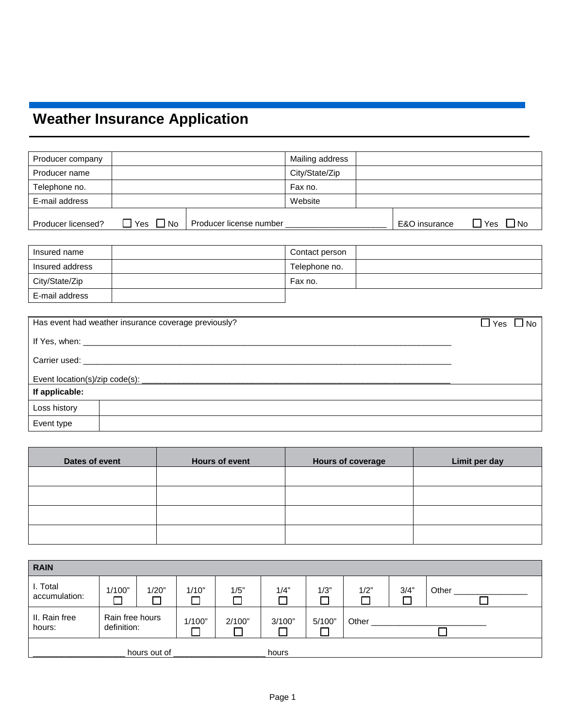# Weather Insurance Application

| | | | |
|---|---|---|---|
| Producer company | | Mailing address | |
| Producer name | | City/State/Zip | |
| Telephone no. | | Fax no. | |
| E-mail address | | Website | |

Producer licensed? ☐ Yes ☐ No | Producer license number ______________________ | E&O insurance ☐ Yes ☐ No

| | | | |
|---|---|---|---|
| Insured name | | Contact person | |
| Insured address | | Telephone no. | |
| City/State/Zip | | Fax no. | |
| E-mail address | | | |

Has event had weather insurance coverage previously? ☐ Yes ☐ No

If Yes, when: ____________________________________________________________________________________

Carrier used: ____________________________________________________________________________________

Event location(s)/zip code(s): ______________________________________________________________________

**If applicable:**

| | |
|---|---|
| Loss history | |
| Event type | |

| Dates of event | Hours of event | Hours of coverage | Limit per day |
|---|---|---|---|
| | | | |
| | | | |
| | | | |
| | | | |

| RAIN | | | | | | | | | |
|---|---|---|---|---|---|---|---|---|---|
| I. Total accumulation: | 1/100" ☐ | 1/20" ☐ | 1/10" ☐ | 1/5" ☐ | 1/4" ☐ | 1/3" ☐ | 1/2" ☐ | 3/4" ☐ | Other ________________ ☐ |
| II. Rain free hours: | Rain free hours definition: | | 1/100" ☐ | 2/100" ☐ | 3/100" ☐ | 5/100" ☐ | Other _________________________ ☐ | | |
| ____________________ hours out of ____________________ hours | | | | | | | | | |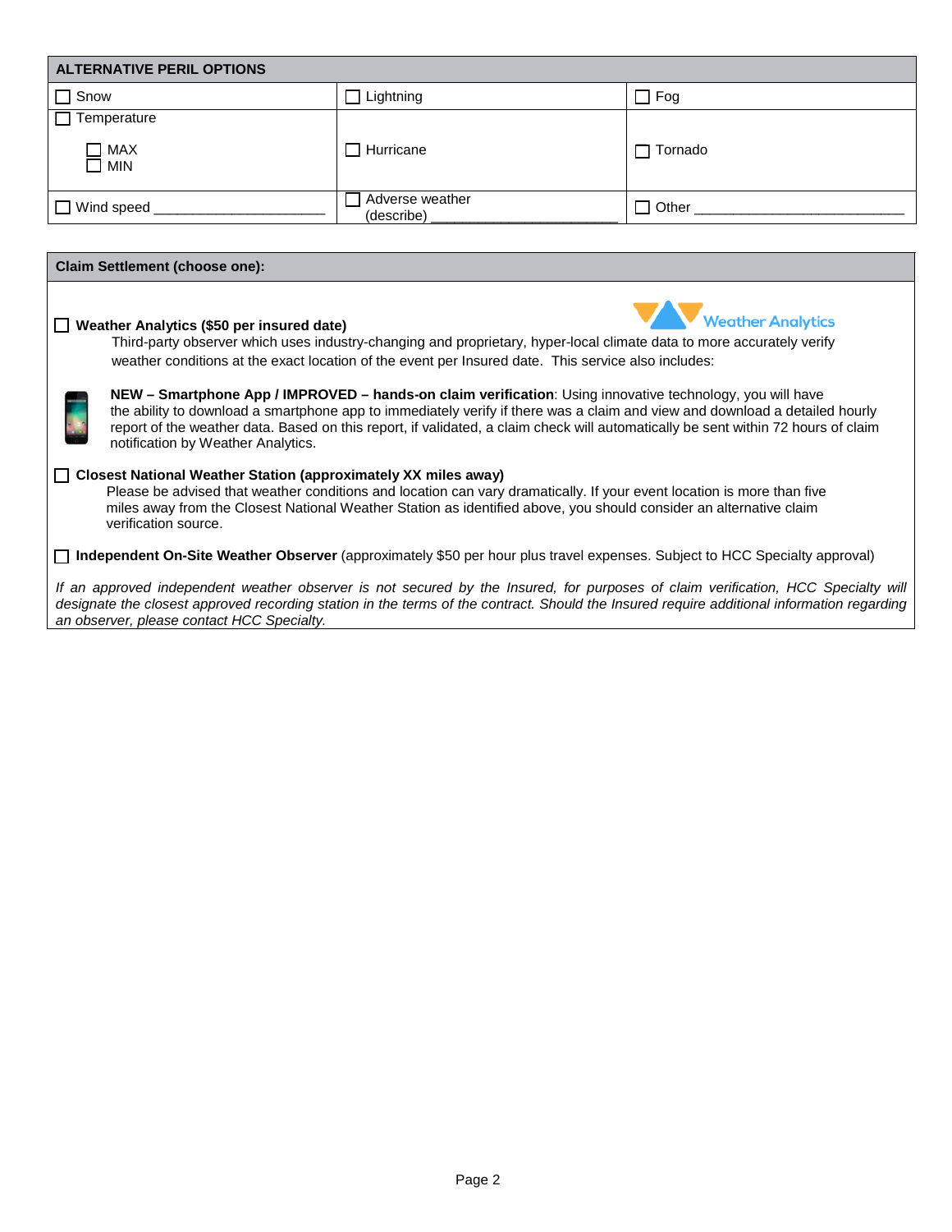| ALTERNATIVE PERIL OPTIONS | | |
|---|---|---|
| ☐ Snow | ☐ Lightning | ☐ Fog |
| ☐ Temperature<br>☐ MAX<br>☐ MIN | ☐ Hurricane | ☐ Tornado |
| ☐ Wind speed ____________________ | ☐ Adverse weather (describe) ______________________ | ☐ Other _________________________ |

| Claim Settlement (choose one): |
|---|

☐ **Weather Analytics ($50 per insured date)**

Weather Analytics

Third-party observer which uses industry-changing and proprietary, hyper-local climate data to more accurately verify weather conditions at the exact location of the event per Insured date. This service also includes:

**NEW – Smartphone App / IMPROVED – hands-on claim verification**: Using innovative technology, you will have the ability to download a smartphone app to immediately verify if there was a claim and view and download a detailed hourly report of the weather data. Based on this report, if validated, a claim check will automatically be sent within 72 hours of claim notification by Weather Analytics.

☐ **Closest National Weather Station (approximately XX miles away)**

Please be advised that weather conditions and location can vary dramatically. If your event location is more than five miles away from the Closest National Weather Station as identified above, you should consider an alternative claim verification source.

☐ **Independent On-Site Weather Observer** (approximately $50 per hour plus travel expenses. Subject to HCC Specialty approval)

*If an approved independent weather observer is not secured by the Insured, for purposes of claim verification, HCC Specialty will designate the closest approved recording station in the terms of the contract. Should the Insured require additional information regarding an observer, please contact HCC Specialty.*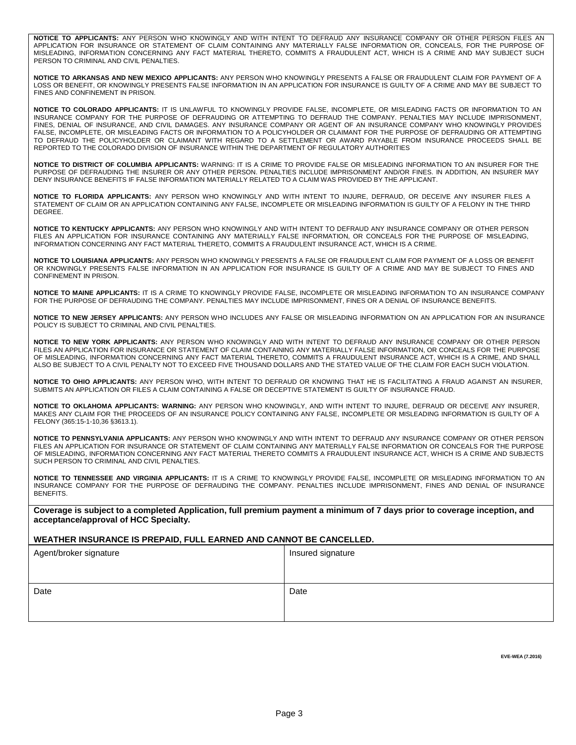**NOTICE TO APPLICANTS:** ANY PERSON WHO KNOWINGLY AND WITH INTENT TO DEFRAUD ANY INSURANCE COMPANY OR OTHER PERSON FILES AN APPLICATION FOR INSURANCE OR STATEMENT OF CLAIM CONTAINING ANY MATERIALLY FALSE INFORMATION OR, CONCEALS, FOR THE PURPOSE OF MISLEADING, INFORMATION CONCERNING ANY FACT MATERIAL THERETO, COMMITS A FRAUDULENT ACT, WHICH IS A CRIME AND MAY SUBJECT SUCH PERSON TO CRIMINAL AND CIVIL PENALTIES.

**NOTICE TO ARKANSAS AND NEW MEXICO APPLICANTS:** ANY PERSON WHO KNOWINGLY PRESENTS A FALSE OR FRAUDULENT CLAIM FOR PAYMENT OF A LOSS OR BENEFIT, OR KNOWINGLY PRESENTS FALSE INFORMATION IN AN APPLICATION FOR INSURANCE IS GUILTY OF A CRIME AND MAY BE SUBJECT TO FINES AND CONFINEMENT IN PRISON.

**NOTICE TO COLORADO APPLICANTS:** IT IS UNLAWFUL TO KNOWINGLY PROVIDE FALSE, INCOMPLETE, OR MISLEADING FACTS OR INFORMATION TO AN INSURANCE COMPANY FOR THE PURPOSE OF DEFRAUDING OR ATTEMPTING TO DEFRAUD THE COMPANY. PENALTIES MAY INCLUDE IMPRISONMENT, FINES, DENIAL OF INSURANCE, AND CIVIL DAMAGES. ANY INSURANCE COMPANY OR AGENT OF AN INSURANCE COMPANY WHO KNOWINGLY PROVIDES FALSE, INCOMPLETE, OR MISLEADING FACTS OR INFORMATION TO A POLICYHOLDER OR CLAIMANT FOR THE PURPOSE OF DEFRAUDING OR ATTEMPTING TO DEFRAUD THE POLICYHOLDER OR CLAIMANT WITH REGARD TO A SETTLEMENT OR AWARD PAYABLE FROM INSURANCE PROCEEDS SHALL BE REPORTED TO THE COLORADO DIVISION OF INSURANCE WITHIN THE DEPARTMENT OF REGULATORY AUTHORITIES

**NOTICE TO DISTRICT OF COLUMBIA APPLICANTS:** WARNING: IT IS A CRIME TO PROVIDE FALSE OR MISLEADING INFORMATION TO AN INSURER FOR THE PURPOSE OF DEFRAUDING THE INSURER OR ANY OTHER PERSON. PENALTIES INCLUDE IMPRISONMENT AND/OR FINES. IN ADDITION, AN INSURER MAY DENY INSURANCE BENEFITS IF FALSE INFORMATION MATERIALLY RELATED TO A CLAIM WAS PROVIDED BY THE APPLICANT.

**NOTICE TO FLORIDA APPLICANTS:** ANY PERSON WHO KNOWINGLY AND WITH INTENT TO INJURE, DEFRAUD, OR DECEIVE ANY INSURER FILES A STATEMENT OF CLAIM OR AN APPLICATION CONTAINING ANY FALSE, INCOMPLETE OR MISLEADING INFORMATION IS GUILTY OF A FELONY IN THE THIRD DEGREE.

**NOTICE TO KENTUCKY APPLICANTS:** ANY PERSON WHO KNOWINGLY AND WITH INTENT TO DEFRAUD ANY INSURANCE COMPANY OR OTHER PERSON FILES AN APPLICATION FOR INSURANCE CONTAINING ANY MATERIALLY FALSE INFORMATION, OR CONCEALS FOR THE PURPOSE OF MISLEADING, INFORMATION CONCERNING ANY FACT MATERIAL THERETO, COMMITS A FRAUDULENT INSURANCE ACT, WHICH IS A CRIME.

**NOTICE TO LOUISIANA APPLICANTS:** ANY PERSON WHO KNOWINGLY PRESENTS A FALSE OR FRAUDULENT CLAIM FOR PAYMENT OF A LOSS OR BENEFIT OR KNOWINGLY PRESENTS FALSE INFORMATION IN AN APPLICATION FOR INSURANCE IS GUILTY OF A CRIME AND MAY BE SUBJECT TO FINES AND CONFINEMENT IN PRISON.

**NOTICE TO MAINE APPLICANTS:** IT IS A CRIME TO KNOWINGLY PROVIDE FALSE, INCOMPLETE OR MISLEADING INFORMATION TO AN INSURANCE COMPANY FOR THE PURPOSE OF DEFRAUDING THE COMPANY. PENALTIES MAY INCLUDE IMPRISONMENT, FINES OR A DENIAL OF INSURANCE BENEFITS.

**NOTICE TO NEW JERSEY APPLICANTS:** ANY PERSON WHO INCLUDES ANY FALSE OR MISLEADING INFORMATION ON AN APPLICATION FOR AN INSURANCE POLICY IS SUBJECT TO CRIMINAL AND CIVIL PENALTIES.

**NOTICE TO NEW YORK APPLICANTS:** ANY PERSON WHO KNOWINGLY AND WITH INTENT TO DEFRAUD ANY INSURANCE COMPANY OR OTHER PERSON FILES AN APPLICATION FOR INSURANCE OR STATEMENT OF CLAIM CONTAINING ANY MATERIALLY FALSE INFORMATION, OR CONCEALS FOR THE PURPOSE OF MISLEADING, INFORMATION CONCERNING ANY FACT MATERIAL THERETO, COMMITS A FRAUDULENT INSURANCE ACT, WHICH IS A CRIME, AND SHALL ALSO BE SUBJECT TO A CIVIL PENALTY NOT TO EXCEED FIVE THOUSAND DOLLARS AND THE STATED VALUE OF THE CLAIM FOR EACH SUCH VIOLATION.

**NOTICE TO OHIO APPLICANTS:** ANY PERSON WHO, WITH INTENT TO DEFRAUD OR KNOWING THAT HE IS FACILITATING A FRAUD AGAINST AN INSURER, SUBMITS AN APPLICATION OR FILES A CLAIM CONTAINING A FALSE OR DECEPTIVE STATEMENT IS GUILTY OF INSURANCE FRAUD.

**NOTICE TO OKLAHOMA APPLICANTS: WARNING:** ANY PERSON WHO KNOWINGLY, AND WITH INTENT TO INJURE, DEFRAUD OR DECEIVE ANY INSURER, MAKES ANY CLAIM FOR THE PROCEEDS OF AN INSURANCE POLICY CONTAINING ANY FALSE, INCOMPLETE OR MISLEADING INFORMATION IS GUILTY OF A FELONY (365:15-1-10,36 §3613.1).

**NOTICE TO PENNSYLVANIA APPLICANTS:** ANY PERSON WHO KNOWINGLY AND WITH INTENT TO DEFRAUD ANY INSURANCE COMPANY OR OTHER PERSON FILES AN APPLICATION FOR INSURANCE OR STATEMENT OF CLAIM CONTAINING ANY MATERIALLY FALSE INFORMATION OR CONCEALS FOR THE PURPOSE OF MISLEADING, INFORMATION CONCERNING ANY FACT MATERIAL THERETO COMMITS A FRAUDULENT INSURANCE ACT, WHICH IS A CRIME AND SUBJECTS SUCH PERSON TO CRIMINAL AND CIVIL PENALTIES.

**NOTICE TO TENNESSEE AND VIRGINIA APPLICANTS:** IT IS A CRIME TO KNOWINGLY PROVIDE FALSE, INCOMPLETE OR MISLEADING INFORMATION TO AN INSURANCE COMPANY FOR THE PURPOSE OF DEFRAUDING THE COMPANY. PENALTIES INCLUDE IMPRISONMENT, FINES AND DENIAL OF INSURANCE BENEFITS.

**Coverage is subject to a completed Application, full premium payment a minimum of 7 days prior to coverage inception, and acceptance/approval of HCC Specialty.**

**WEATHER INSURANCE IS PREPAID, FULL EARNED AND CANNOT BE CANCELLED.**

| Agent/broker signature | Insured signature |
|---|---|
| Date | Date |

EVE-WEA (7.2016)